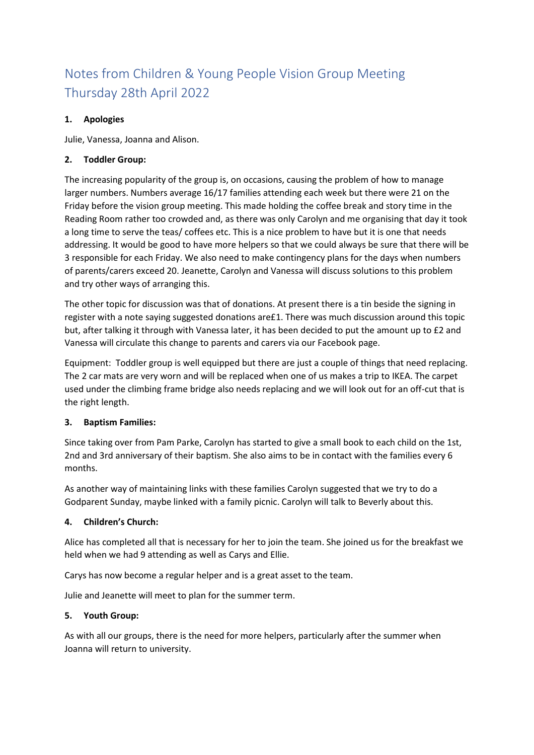# Notes from Children & Young People Vision Group Meeting Thursday 28th April 2022

1. **Apologies**

Julie, Vanessa, Joanna and Alison.

2. **Toddler Group:**

The increasing popularity of the group is, on occasions, causing the problem of how to manage larger numbers. Numbers average 16/17 families attending each week but there were 21 on the Friday before the vision group meeting. This made holding the coffee break and story time in the Reading Room rather too crowded and, as there was only Carolyn and me organising that day it took a long time to serve the teas/ coffees etc. This is a nice problem to have but it is one that needs addressing. It would be good to have more helpers so that we could always be sure that there will be 3 responsible for each Friday. We also need to make contingency plans for the days when numbers of parents/carers exceed 20. Jeanette, Carolyn and Vanessa will discuss solutions to this problem and try other ways of arranging this.

The other topic for discussion was that of donations. At present there is a tin beside the signing in register with a note saying suggested donations are£1. There was much discussion around this topic but, after talking it through with Vanessa later, it has been decided to put the amount up to £2 and Vanessa will circulate this change to parents and carers via our Facebook page.

Equipment: Toddler group is well equipped but there are just a couple of things that need replacing. The 2 car mats are very worn and will be replaced when one of us makes a trip to IKEA. The carpet used under the climbing frame bridge also needs replacing and we will look out for an off-cut that is the right length.

3. **Baptism Families:**

Since taking over from Pam Parke, Carolyn has started to give a small book to each child on the 1st, 2nd and 3rd anniversary of their baptism. She also aims to be in contact with the families every 6 months.

As another way of maintaining links with these families Carolyn suggested that we try to do a Godparent Sunday, maybe linked with a family picnic. Carolyn will talk to Beverly about this.

4. **Children's Church:**

Alice has completed all that is necessary for her to join the team. She joined us for the breakfast we held when we had 9 attending as well as Carys and Ellie.

Carys has now become a regular helper and is a great asset to the team.

Julie and Jeanette will meet to plan for the summer term.

5. **Youth Group:**

As with all our groups, there is the need for more helpers, particularly after the summer when Joanna will return to university.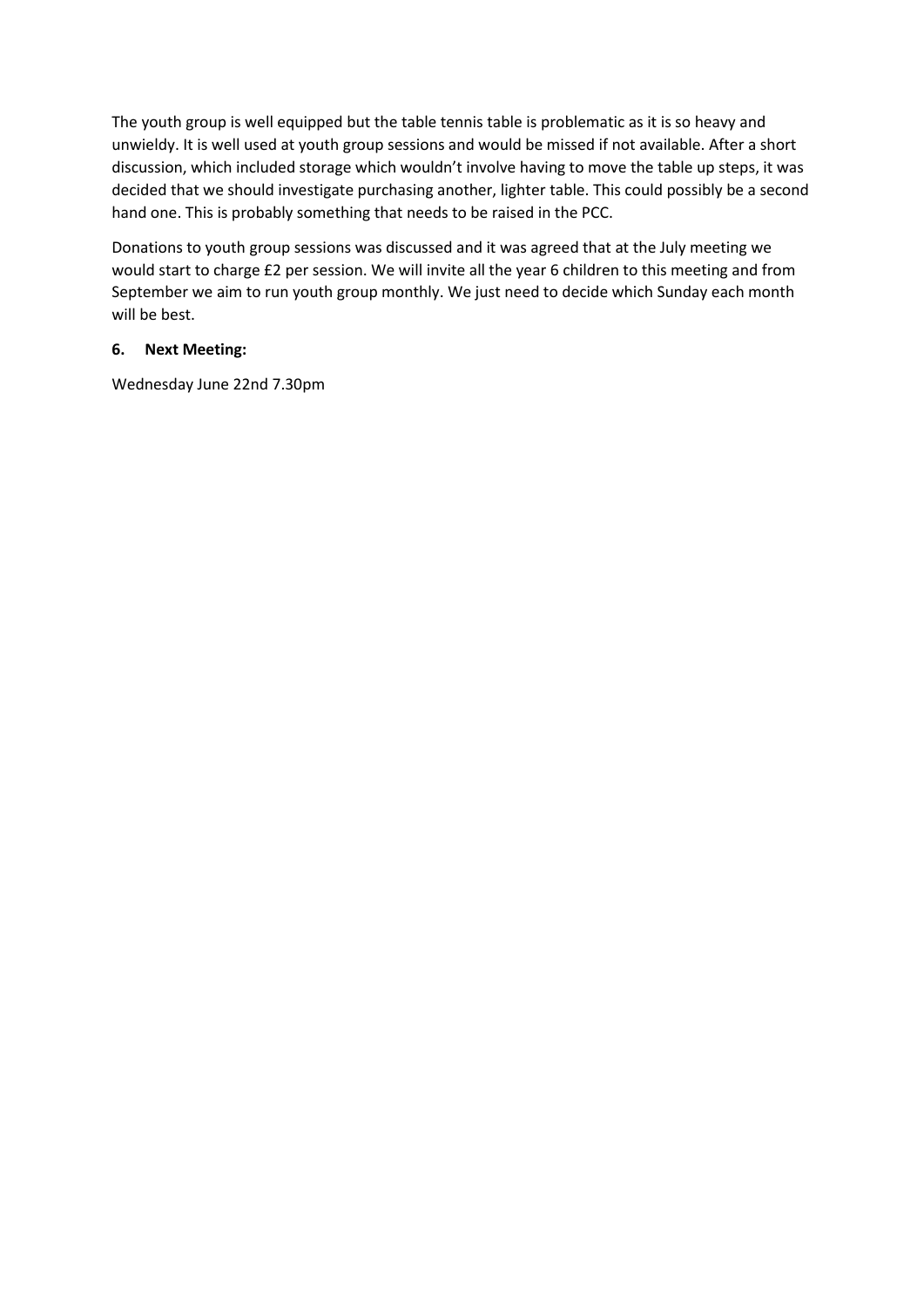The youth group is well equipped but the table tennis table is problematic as it is so heavy and unwieldy. It is well used at youth group sessions and would be missed if not available. After a short discussion, which included storage which wouldn't involve having to move the table up steps, it was decided that we should investigate purchasing another, lighter table. This could possibly be a second hand one. This is probably something that needs to be raised in the PCC.

Donations to youth group sessions was discussed and it was agreed that at the July meeting we would start to charge £2 per session. We will invite all the year 6 children to this meeting and from September we aim to run youth group monthly. We just need to decide which Sunday each month will be best.

**6. Next Meeting:**

Wednesday June 22nd 7.30pm